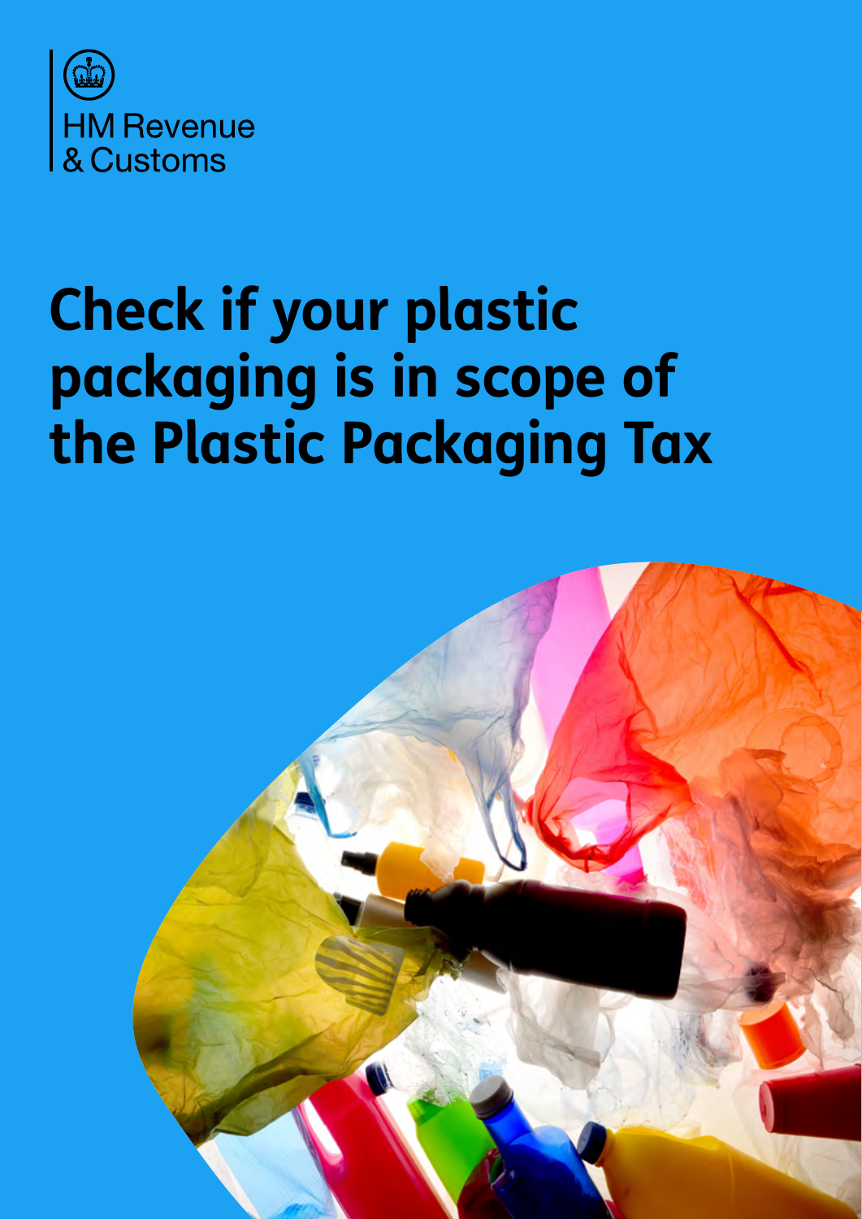HM Revenue & Customs

# Check if your plastic packaging is in scope of the Plastic Packaging Tax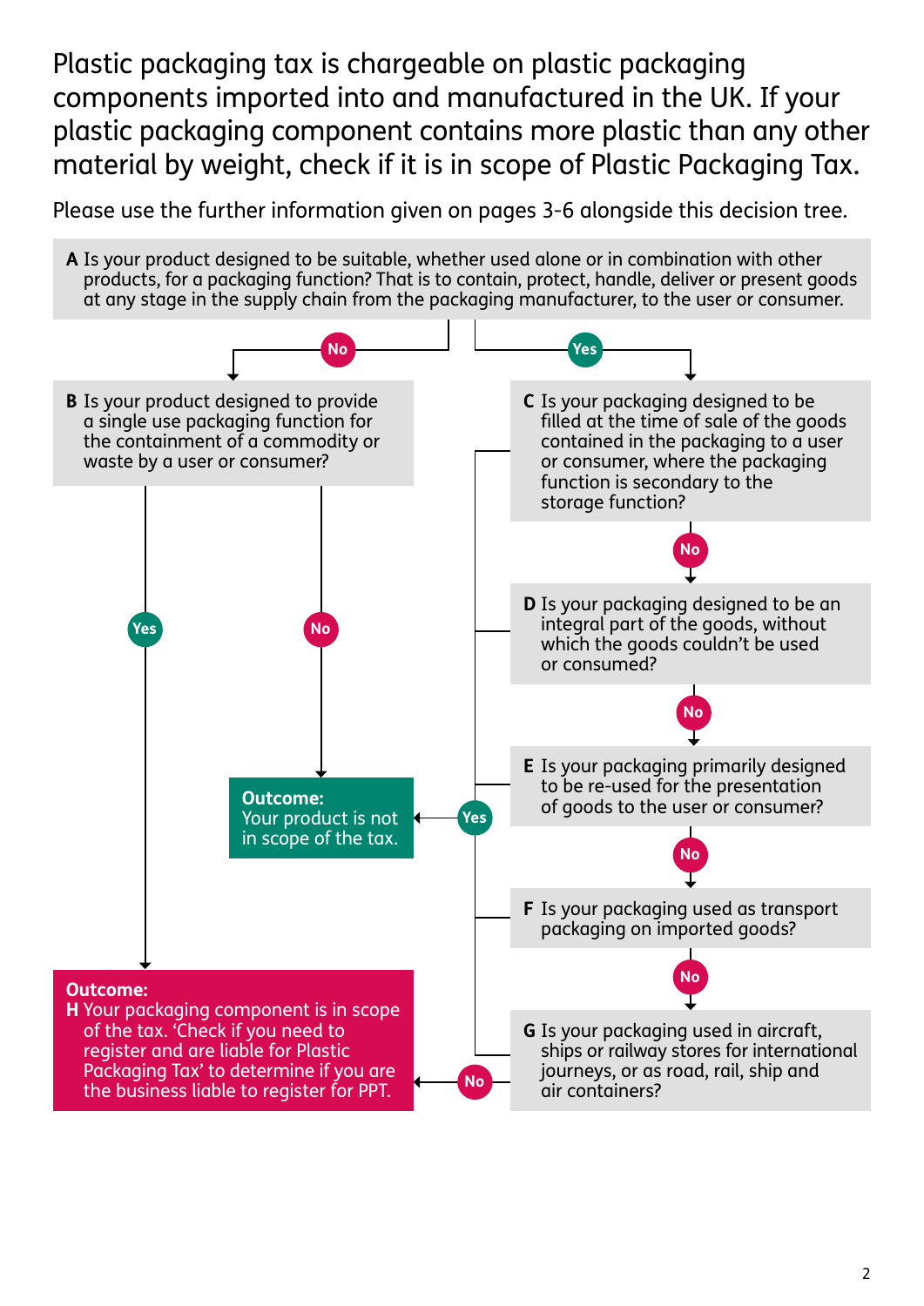Plastic packaging tax is chargeable on plastic packaging components imported into and manufactured in the UK. If your plastic packaging component contains more plastic than any other material by weight, check if it is in scope of Plastic Packaging Tax.

Please use the further information given on pages 3-6 alongside this decision tree.

**A** Is your product designed to be suitable, whether used alone or in combination with other products, for a packaging function? That is to contain, protect, handle, deliver or present goods at any stage in the supply chain from the packaging manufacturer, to the user or consumer.

- No → B
- Yes → C

**B** Is your product designed to provide a single use packaging function for the containment of a commodity or waste by a user or consumer?

- Yes → H
- No → Outcome: Your product is not in scope of the tax.

**C** Is your packaging designed to be filled at the time of sale of the goods contained in the packaging to a user or consumer, where the packaging function is secondary to the storage function?

- Yes → Outcome: Your product is not in scope of the tax.
- No → D

**D** Is your packaging designed to be an integral part of the goods, without which the goods couldn't be used or consumed?

- Yes → Outcome: Your product is not in scope of the tax.
- No → E

**E** Is your packaging primarily designed to be re-used for the presentation of goods to the user or consumer?

- Yes → Outcome: Your product is not in scope of the tax.
- No → F

**F** Is your packaging used as transport packaging on imported goods?

- Yes → Outcome: Your product is not in scope of the tax.
- No → G

**G** Is your packaging used in aircraft, ships or railway stores for international journeys, or as road, rail, ship and air containers?

- Yes → Outcome: Your product is not in scope of the tax.
- No → H

**Outcome:**
Your product is not in scope of the tax.

**Outcome:**
**H** Your packaging component is in scope of the tax. 'Check if you need to register and are liable for Plastic Packaging Tax' to determine if you are the business liable to register for PPT.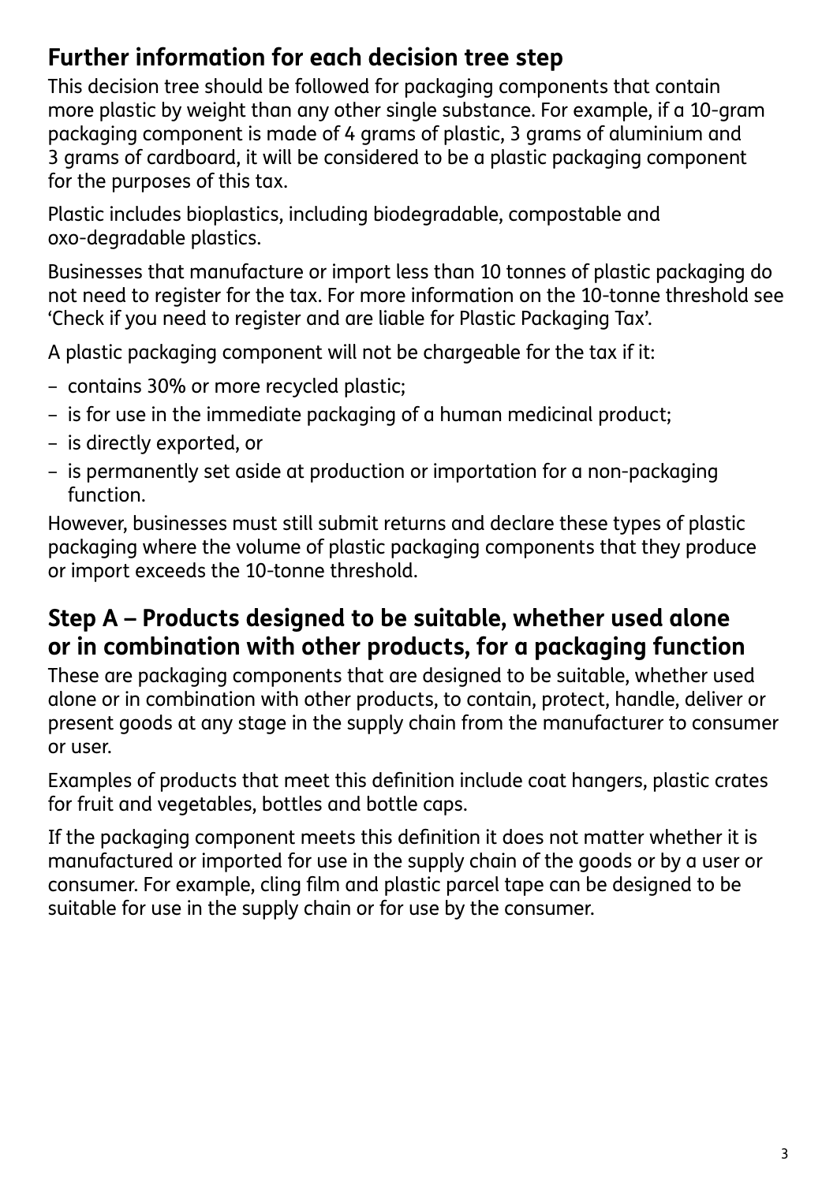## Further information for each decision tree step

This decision tree should be followed for packaging components that contain more plastic by weight than any other single substance. For example, if a 10-gram packaging component is made of 4 grams of plastic, 3 grams of aluminium and 3 grams of cardboard, it will be considered to be a plastic packaging component for the purposes of this tax.

Plastic includes bioplastics, including biodegradable, compostable and oxo-degradable plastics.

Businesses that manufacture or import less than 10 tonnes of plastic packaging do not need to register for the tax. For more information on the 10-tonne threshold see 'Check if you need to register and are liable for Plastic Packaging Tax'.

A plastic packaging component will not be chargeable for the tax if it:

- contains 30% or more recycled plastic;
- is for use in the immediate packaging of a human medicinal product;
- is directly exported, or
- is permanently set aside at production or importation for a non-packaging function.

However, businesses must still submit returns and declare these types of plastic packaging where the volume of plastic packaging components that they produce or import exceeds the 10-tonne threshold.

## Step A – Products designed to be suitable, whether used alone or in combination with other products, for a packaging function

These are packaging components that are designed to be suitable, whether used alone or in combination with other products, to contain, protect, handle, deliver or present goods at any stage in the supply chain from the manufacturer to consumer or user.

Examples of products that meet this definition include coat hangers, plastic crates for fruit and vegetables, bottles and bottle caps.

If the packaging component meets this definition it does not matter whether it is manufactured or imported for use in the supply chain of the goods or by a user or consumer. For example, cling film and plastic parcel tape can be designed to be suitable for use in the supply chain or for use by the consumer.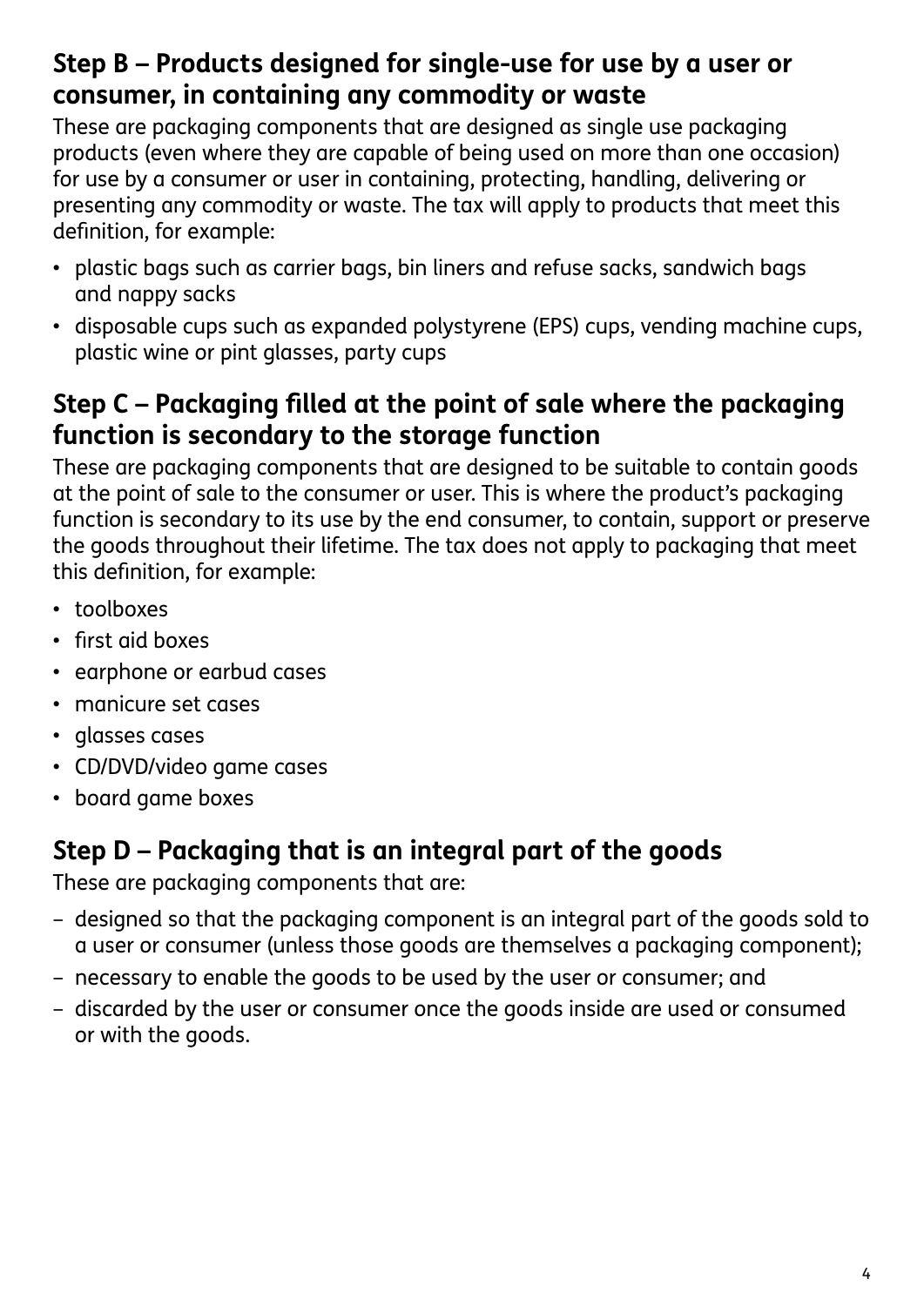## Step B – Products designed for single-use for use by a user or consumer, in containing any commodity or waste

These are packaging components that are designed as single use packaging products (even where they are capable of being used on more than one occasion) for use by a consumer or user in containing, protecting, handling, delivering or presenting any commodity or waste. The tax will apply to products that meet this definition, for example:

- plastic bags such as carrier bags, bin liners and refuse sacks, sandwich bags and nappy sacks
- disposable cups such as expanded polystyrene (EPS) cups, vending machine cups, plastic wine or pint glasses, party cups

## Step C – Packaging filled at the point of sale where the packaging function is secondary to the storage function

These are packaging components that are designed to be suitable to contain goods at the point of sale to the consumer or user. This is where the product's packaging function is secondary to its use by the end consumer, to contain, support or preserve the goods throughout their lifetime. The tax does not apply to packaging that meet this definition, for example:

- toolboxes
- first aid boxes
- earphone or earbud cases
- manicure set cases
- glasses cases
- CD/DVD/video game cases
- board game boxes

## Step D – Packaging that is an integral part of the goods

These are packaging components that are:

- designed so that the packaging component is an integral part of the goods sold to a user or consumer (unless those goods are themselves a packaging component);
- necessary to enable the goods to be used by the user or consumer; and
- discarded by the user or consumer once the goods inside are used or consumed or with the goods.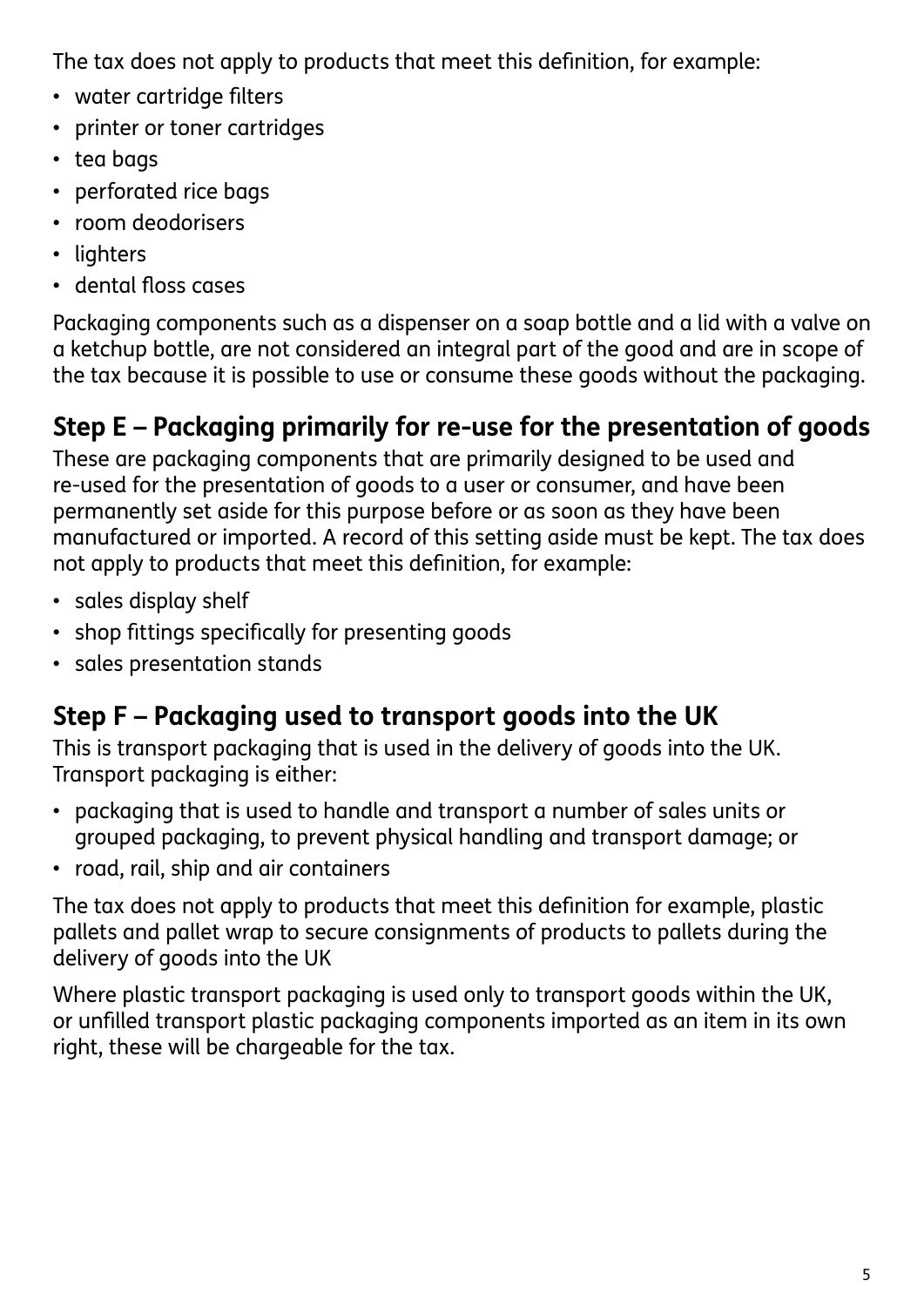The tax does not apply to products that meet this definition, for example:

- water cartridge filters
- printer or toner cartridges
- tea bags
- perforated rice bags
- room deodorisers
- lighters
- dental floss cases

Packaging components such as a dispenser on a soap bottle and a lid with a valve on a ketchup bottle, are not considered an integral part of the good and are in scope of the tax because it is possible to use or consume these goods without the packaging.

## Step E – Packaging primarily for re-use for the presentation of goods

These are packaging components that are primarily designed to be used and re-used for the presentation of goods to a user or consumer, and have been permanently set aside for this purpose before or as soon as they have been manufactured or imported. A record of this setting aside must be kept. The tax does not apply to products that meet this definition, for example:

- sales display shelf
- shop fittings specifically for presenting goods
- sales presentation stands

## Step F – Packaging used to transport goods into the UK

This is transport packaging that is used in the delivery of goods into the UK. Transport packaging is either:

- packaging that is used to handle and transport a number of sales units or grouped packaging, to prevent physical handling and transport damage; or
- road, rail, ship and air containers

The tax does not apply to products that meet this definition for example, plastic pallets and pallet wrap to secure consignments of products to pallets during the delivery of goods into the UK

Where plastic transport packaging is used only to transport goods within the UK, or unfilled transport plastic packaging components imported as an item in its own right, these will be chargeable for the tax.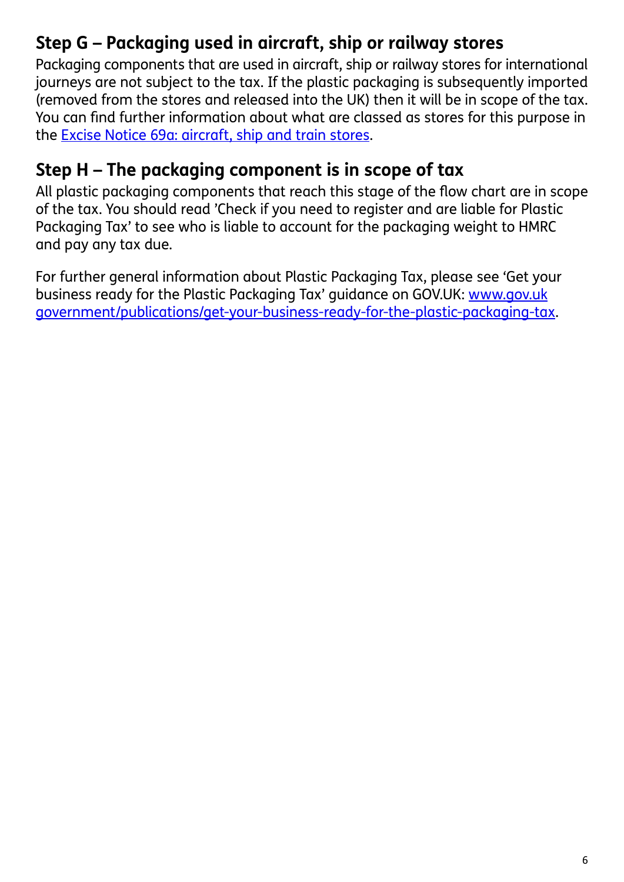## Step G – Packaging used in aircraft, ship or railway stores

Packaging components that are used in aircraft, ship or railway stores for international journeys are not subject to the tax. If the plastic packaging is subsequently imported (removed from the stores and released into the UK) then it will be in scope of the tax. You can find further information about what are classed as stores for this purpose in the [Excise Notice 69a: aircraft, ship and train stores](#).

## Step H – The packaging component is in scope of tax

All plastic packaging components that reach this stage of the flow chart are in scope of the tax. You should read 'Check if you need to register and are liable for Plastic Packaging Tax' to see who is liable to account for the packaging weight to HMRC and pay any tax due.

For further general information about Plastic Packaging Tax, please see 'Get your business ready for the Plastic Packaging Tax' guidance on GOV.UK: [www.gov.uk government/publications/get-your-business-ready-for-the-plastic-packaging-tax](https://www.gov.uk/government/publications/get-your-business-ready-for-the-plastic-packaging-tax).